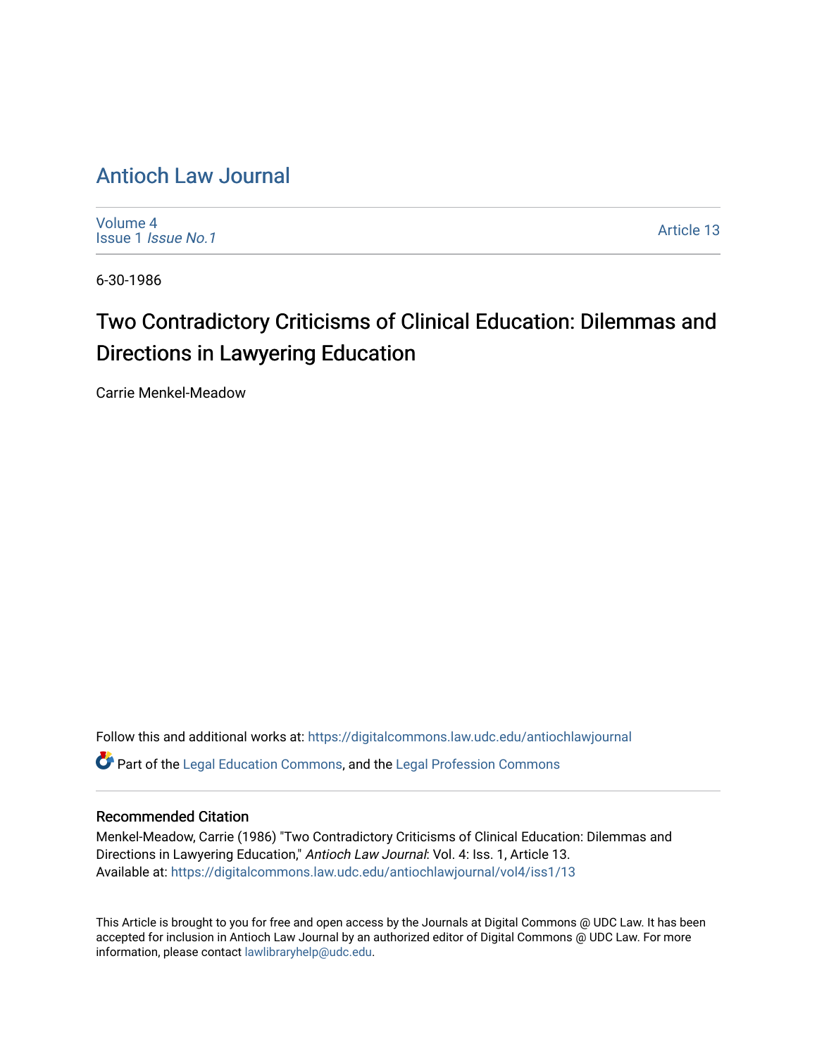# Antioch Law Journal

Volume 4
Issue 1 *Issue No.1*

Article 13

6-30-1986

## Two Contradictory Criticisms of Clinical Education: Dilemmas and Directions in Lawyering Education

Carrie Menkel-Meadow

Follow this and additional works at: https://digitalcommons.law.udc.edu/antiochlawjournal

Part of the Legal Education Commons, and the Legal Profession Commons

### Recommended Citation

Menkel-Meadow, Carrie (1986) "Two Contradictory Criticisms of Clinical Education: Dilemmas and Directions in Lawyering Education," *Antioch Law Journal*: Vol. 4: Iss. 1, Article 13.
Available at: https://digitalcommons.law.udc.edu/antiochlawjournal/vol4/iss1/13

This Article is brought to you for free and open access by the Journals at Digital Commons @ UDC Law. It has been accepted for inclusion in Antioch Law Journal by an authorized editor of Digital Commons @ UDC Law. For more information, please contact lawlibraryhelp@udc.edu.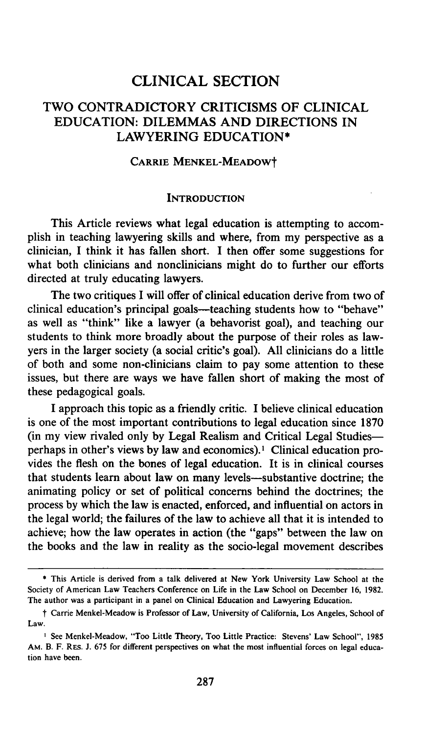# CLINICAL SECTION

## TWO CONTRADICTORY CRITICISMS OF CLINICAL EDUCATION: DILEMMAS AND DIRECTIONS IN LAWYERING EDUCATION*

CARRIE MENKEL-MEADOW†

### INTRODUCTION

This Article reviews what legal education is attempting to accomplish in teaching lawyering skills and where, from my perspective as a clinician, I think it has fallen short. I then offer some suggestions for what both clinicians and nonclinicians might do to further our efforts directed at truly educating lawyers.

The two critiques I will offer of clinical education derive from two of clinical education's principal goals—teaching students how to "behave" as well as "think" like a lawyer (a behaviorist goal), and teaching our students to think more broadly about the purpose of their roles as lawyers in the larger society (a social critic's goal). All clinicians do a little of both and some non-clinicians claim to pay some attention to these issues, but there are ways we have fallen short of making the most of these pedagogical goals.

I approach this topic as a friendly critic. I believe clinical education is one of the most important contributions to legal education since 1870 (in my view rivaled only by Legal Realism and Critical Legal Studies—perhaps in other's views by law and economics).[1] Clinical education provides the flesh on the bones of legal education. It is in clinical courses that students learn about law on many levels—substantive doctrine; the animating policy or set of political concerns behind the doctrines; the process by which the law is enacted, enforced, and influential on actors in the legal world; the failures of the law to achieve all that it is intended to achieve; how the law operates in action (the "gaps" between the law on the books and the law in reality as the socio-legal movement describes

---

\* This Article is derived from a talk delivered at New York University Law School at the Society of American Law Teachers Conference on Life in the Law School on December 16, 1982. The author was a participant in a panel on Clinical Education and Lawyering Education.

† Carrie Menkel-Meadow is Professor of Law, University of California, Los Angeles, School of Law.

[1] See Menkel-Meadow, "Too Little Theory, Too Little Practice: Stevens' Law School", 1985 AM. B. F. RES. J. 675 for different perspectives on what the most influential forces on legal education have been.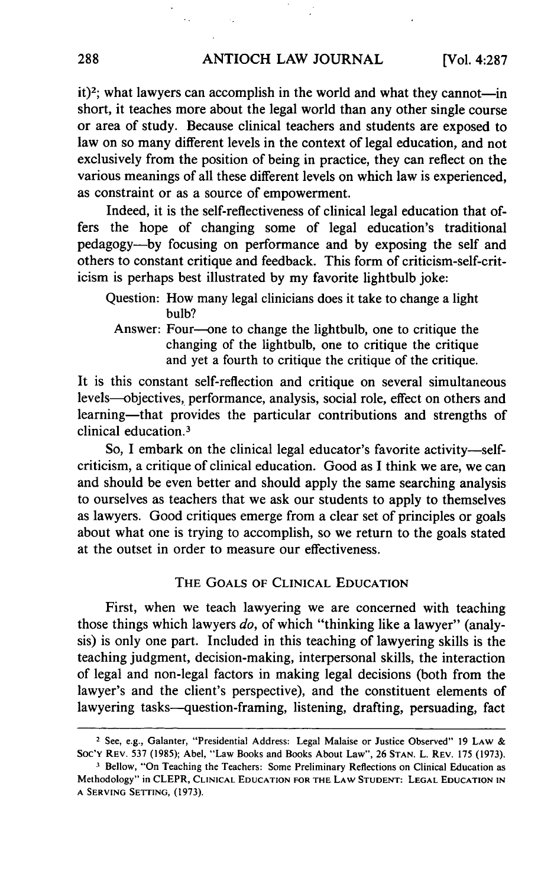it)[2]; what lawyers can accomplish in the world and what they cannot—in short, it teaches more about the legal world than any other single course or area of study. Because clinical teachers and students are exposed to law on so many different levels in the context of legal education, and not exclusively from the position of being in practice, they can reflect on the various meanings of all these different levels on which law is experienced, as constraint or as a source of empowerment.

Indeed, it is the self-reflectiveness of clinical legal education that offers the hope of changing some of legal education's traditional pedagogy—by focusing on performance and by exposing the self and others to constant critique and feedback. This form of criticism-self-criticism is perhaps best illustrated by my favorite lightbulb joke:

> Question: How many legal clinicians does it take to change a light bulb?
>
> Answer: Four—one to change the lightbulb, one to critique the changing of the lightbulb, one to critique the critique and yet a fourth to critique the critique of the critique.

It is this constant self-reflection and critique on several simultaneous levels—objectives, performance, analysis, social role, effect on others and learning—that provides the particular contributions and strengths of clinical education.[3]

So, I embark on the clinical legal educator's favorite activity—self-criticism, a critique of clinical education. Good as I think we are, we can and should be even better and should apply the same searching analysis to ourselves as teachers that we ask our students to apply to themselves as lawyers. Good critiques emerge from a clear set of principles or goals about what one is trying to accomplish, so we return to the goals stated at the outset in order to measure our effectiveness.

## THE GOALS OF CLINICAL EDUCATION

First, when we teach lawyering we are concerned with teaching those things which lawyers *do*, of which "thinking like a lawyer" (analysis) is only one part. Included in this teaching of lawyering skills is the teaching judgment, decision-making, interpersonal skills, the interaction of legal and non-legal factors in making legal decisions (both from the lawyer's and the client's perspective), and the constituent elements of lawyering tasks—question-framing, listening, drafting, persuading, fact

---

[2] See, e.g., Galanter, "Presidential Address: Legal Malaise or Justice Observed" 19 LAW & SOC'Y REV. 537 (1985); Abel, "Law Books and Books About Law", 26 STAN. L. REV. 175 (1973).

[3] Bellow, "On Teaching the Teachers: Some Preliminary Reflections on Clinical Education as Methodology" in CLEPR, CLINICAL EDUCATION FOR THE LAW STUDENT: LEGAL EDUCATION IN A SERVING SETTING, (1973).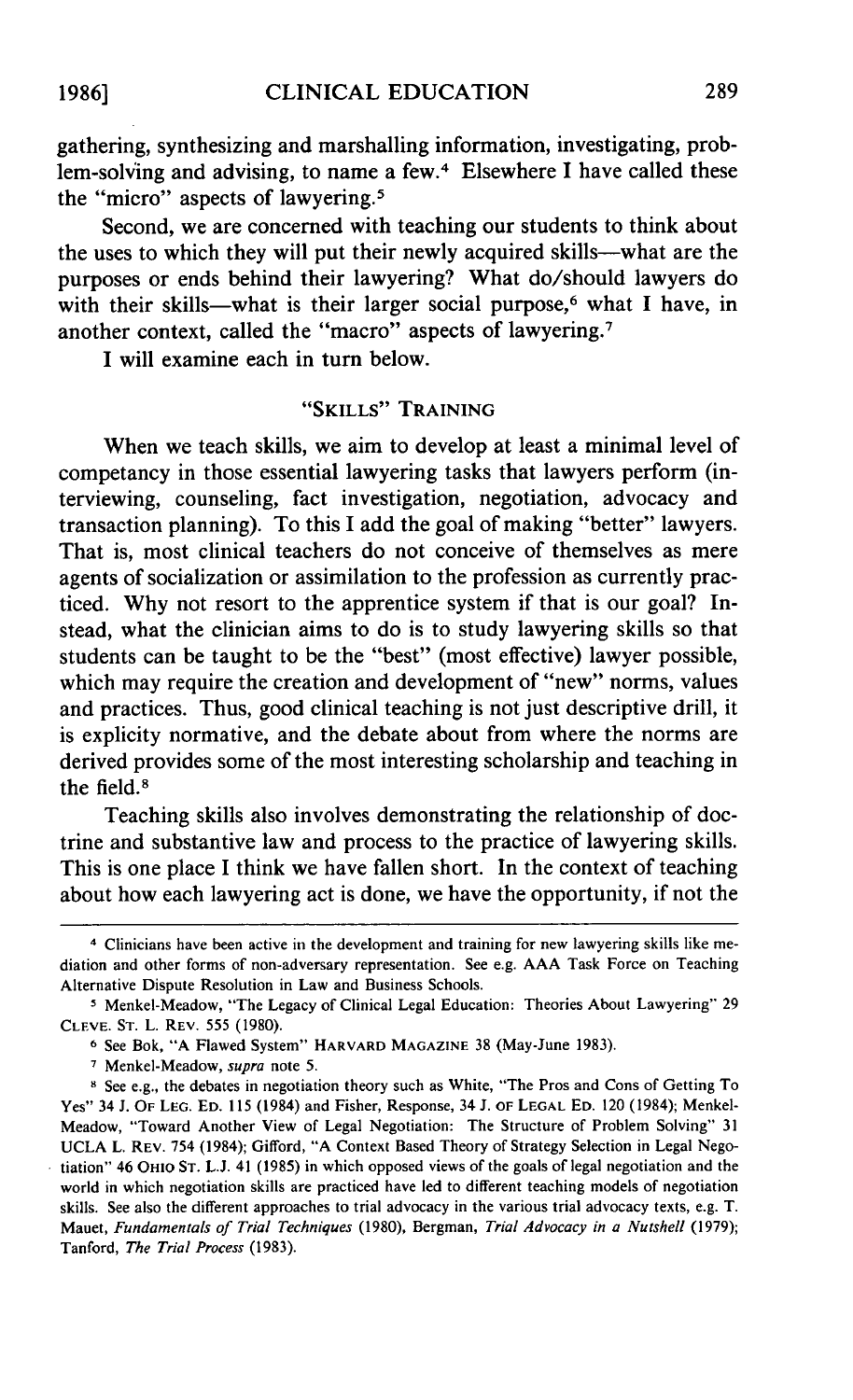gathering, synthesizing and marshalling information, investigating, problem-solving and advising, to name a few.[4] Elsewhere I have called these the "micro" aspects of lawyering.[5]

Second, we are concerned with teaching our students to think about the uses to which they will put their newly acquired skills—what are the purposes or ends behind their lawyering? What do/should lawyers do with their skills—what is their larger social purpose,[6] what I have, in another context, called the "macro" aspects of lawyering.[7]

I will examine each in turn below.

## "Skills" Training

When we teach skills, we aim to develop at least a minimal level of competancy in those essential lawyering tasks that lawyers perform (interviewing, counseling, fact investigation, negotiation, advocacy and transaction planning). To this I add the goal of making "better" lawyers. That is, most clinical teachers do not conceive of themselves as mere agents of socialization or assimilation to the profession as currently practiced. Why not resort to the apprentice system if that is our goal? Instead, what the clinician aims to do is to study lawyering skills so that students can be taught to be the "best" (most effective) lawyer possible, which may require the creation and development of "new" norms, values and practices. Thus, good clinical teaching is not just descriptive drill, it is explicity normative, and the debate about from where the norms are derived provides some of the most interesting scholarship and teaching in the field.[8]

Teaching skills also involves demonstrating the relationship of doctrine and substantive law and process to the practice of lawyering skills. This is one place I think we have fallen short. In the context of teaching about how each lawyering act is done, we have the opportunity, if not the

---

[4] Clinicians have been active in the development and training for new lawyering skills like mediation and other forms of non-adversary representation. See e.g. AAA Task Force on Teaching Alternative Dispute Resolution in Law and Business Schools.

[5] Menkel-Meadow, "The Legacy of Clinical Legal Education: Theories About Lawyering" 29 CLEVE. ST. L. REV. 555 (1980).

[6] See Bok, "A Flawed System" HARVARD MAGAZINE 38 (May-June 1983).

[7] Menkel-Meadow, *supra* note 5.

[8] See e.g., the debates in negotiation theory such as White, "The Pros and Cons of Getting To Yes" 34 J. OF LEG. ED. 115 (1984) and Fisher, Response, 34 J. OF LEGAL ED. 120 (1984); Menkel-Meadow, "Toward Another View of Legal Negotiation: The Structure of Problem Solving" 31 UCLA L. REV. 754 (1984); Gifford, "A Context Based Theory of Strategy Selection in Legal Negotiation" 46 OHIO ST. L.J. 41 (1985) in which opposed views of the goals of legal negotiation and the world in which negotiation skills are practiced have led to different teaching models of negotiation skills. See also the different approaches to trial advocacy in the various trial advocacy texts, e.g. T. Mauet, *Fundamentals of Trial Techniques* (1980), Bergman, *Trial Advocacy in a Nutshell* (1979); Tanford, *The Trial Process* (1983).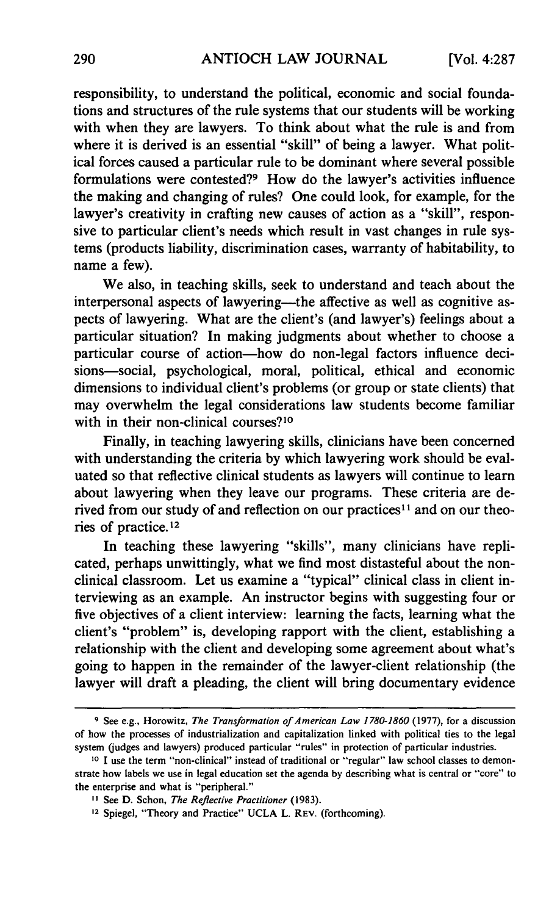responsibility, to understand the political, economic and social foundations and structures of the rule systems that our students will be working with when they are lawyers. To think about what the rule is and from where it is derived is an essential "skill" of being a lawyer. What political forces caused a particular rule to be dominant where several possible formulations were contested?[9] How do the lawyer's activities influence the making and changing of rules? One could look, for example, for the lawyer's creativity in crafting new causes of action as a "skill", responsive to particular client's needs which result in vast changes in rule systems (products liability, discrimination cases, warranty of habitability, to name a few).

We also, in teaching skills, seek to understand and teach about the interpersonal aspects of lawyering—the affective as well as cognitive aspects of lawyering. What are the client's (and lawyer's) feelings about a particular situation? In making judgments about whether to choose a particular course of action—how do non-legal factors influence decisions—social, psychological, moral, political, ethical and economic dimensions to individual client's problems (or group or state clients) that may overwhelm the legal considerations law students become familiar with in their non-clinical courses?[10]

Finally, in teaching lawyering skills, clinicians have been concerned with understanding the criteria by which lawyering work should be evaluated so that reflective clinical students as lawyers will continue to learn about lawyering when they leave our programs. These criteria are derived from our study of and reflection on our practices[11] and on our theories of practice.[12]

In teaching these lawyering "skills", many clinicians have replicated, perhaps unwittingly, what we find most distasteful about the non-clinical classroom. Let us examine a "typical" clinical class in client interviewing as an example. An instructor begins with suggesting four or five objectives of a client interview: learning the facts, learning what the client's "problem" is, developing rapport with the client, establishing a relationship with the client and developing some agreement about what's going to happen in the remainder of the lawyer-client relationship (the lawyer will draft a pleading, the client will bring documentary evidence

---

[9] See e.g., Horowitz, *The Transformation of American Law 1780-1860* (1977), for a discussion of how the processes of industrialization and capitalization linked with political ties to the legal system (judges and lawyers) produced particular "rules" in protection of particular industries.

[10] I use the term "non-clinical" instead of traditional or "regular" law school classes to demonstrate how labels we use in legal education set the agenda by describing what is central or "core" to the enterprise and what is "peripheral."

[11] See D. Schon, *The Reflective Practitioner* (1983).

[12] Spiegel, "Theory and Practice" UCLA L. REV. (forthcoming).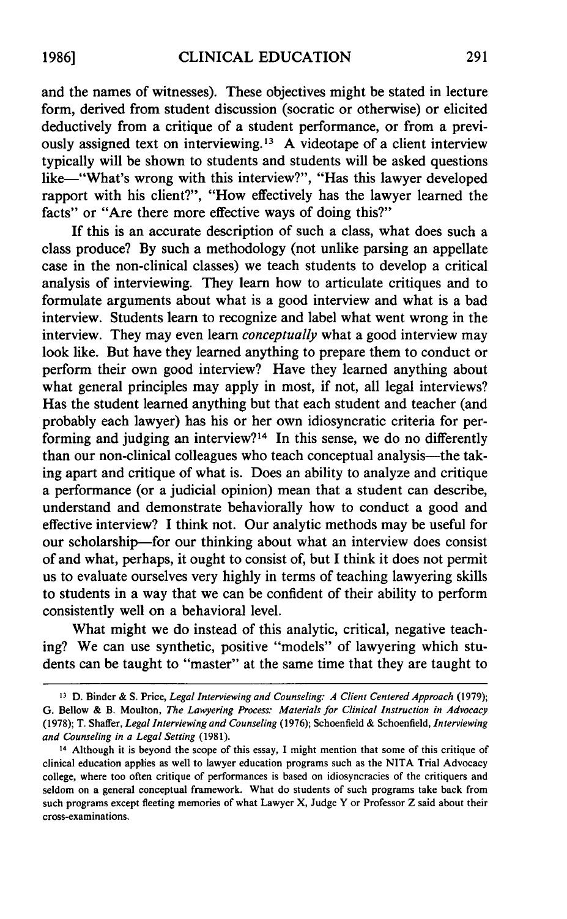and the names of witnesses). These objectives might be stated in lecture form, derived from student discussion (socratic or otherwise) or elicited deductively from a critique of a student performance, or from a previously assigned text on interviewing.[13] A videotape of a client interview typically will be shown to students and students will be asked questions like—"What's wrong with this interview?", "Has this lawyer developed rapport with his client?", "How effectively has the lawyer learned the facts" or "Are there more effective ways of doing this?"

If this is an accurate description of such a class, what does such a class produce? By such a methodology (not unlike parsing an appellate case in the non-clinical classes) we teach students to develop a critical analysis of interviewing. They learn how to articulate critiques and to formulate arguments about what is a good interview and what is a bad interview. Students learn to recognize and label what went wrong in the interview. They may even learn *conceptually* what a good interview may look like. But have they learned anything to prepare them to conduct or perform their own good interview? Have they learned anything about what general principles may apply in most, if not, all legal interviews? Has the student learned anything but that each student and teacher (and probably each lawyer) has his or her own idiosyncratic criteria for performing and judging an interview?[14] In this sense, we do no differently than our non-clinical colleagues who teach conceptual analysis—the taking apart and critique of what is. Does an ability to analyze and critique a performance (or a judicial opinion) mean that a student can describe, understand and demonstrate behaviorally how to conduct a good and effective interview? I think not. Our analytic methods may be useful for our scholarship—for our thinking about what an interview does consist of and what, perhaps, it ought to consist of, but I think it does not permit us to evaluate ourselves very highly in terms of teaching lawyering skills to students in a way that we can be confident of their ability to perform consistently well on a behavioral level.

What might we do instead of this analytic, critical, negative teaching? We can use synthetic, positive "models" of lawyering which students can be taught to "master" at the same time that they are taught to

---

[13] D. Binder & S. Price, *Legal Interviewing and Counseling: A Client Centered Approach* (1979); G. Bellow & B. Moulton, *The Lawyering Process: Materials for Clinical Instruction in Advocacy* (1978); T. Shaffer, *Legal Interviewing and Counseling* (1976); Schoenfield & Schoenfield, *Interviewing and Counseling in a Legal Setting* (1981).

[14] Although it is beyond the scope of this essay, I might mention that some of this critique of clinical education applies as well to lawyer education programs such as the NITA Trial Advocacy college, where too often critique of performances is based on idiosyncracies of the critiquers and seldom on a general conceptual framework. What do students of such programs take back from such programs except fleeting memories of what Lawyer X, Judge Y or Professor Z said about their cross-examinations.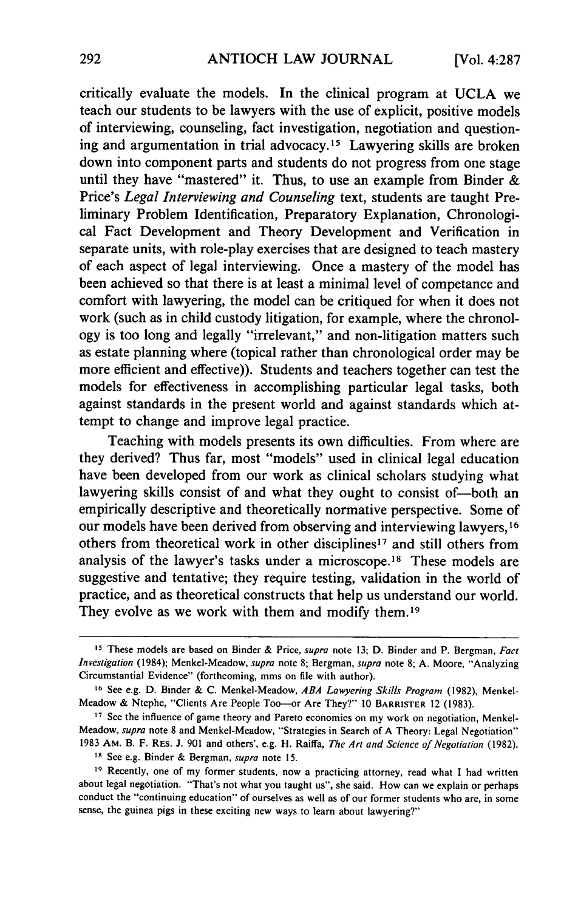critically evaluate the models. In the clinical program at UCLA we teach our students to be lawyers with the use of explicit, positive models of interviewing, counseling, fact investigation, negotiation and questioning and argumentation in trial advocacy.[15] Lawyering skills are broken down into component parts and students do not progress from one stage until they have "mastered" it. Thus, to use an example from Binder & Price's *Legal Interviewing and Counseling* text, students are taught Preliminary Problem Identification, Preparatory Explanation, Chronological Fact Development and Theory Development and Verification in separate units, with role-play exercises that are designed to teach mastery of each aspect of legal interviewing. Once a mastery of the model has been achieved so that there is at least a minimal level of competance and comfort with lawyering, the model can be critiqued for when it does not work (such as in child custody litigation, for example, where the chronology is too long and legally "irrelevant," and non-litigation matters such as estate planning where (topical rather than chronological order may be more efficient and effective)). Students and teachers together can test the models for effectiveness in accomplishing particular legal tasks, both against standards in the present world and against standards which attempt to change and improve legal practice.

Teaching with models presents its own difficulties. From where are they derived? Thus far, most "models" used in clinical legal education have been developed from our work as clinical scholars studying what lawyering skills consist of and what they ought to consist of—both an empirically descriptive and theoretically normative perspective. Some of our models have been derived from observing and interviewing lawyers,[16] others from theoretical work in other disciplines[17] and still others from analysis of the lawyer's tasks under a microscope.[18] These models are suggestive and tentative; they require testing, validation in the world of practice, and as theoretical constructs that help us understand our world. They evolve as we work with them and modify them.[19]

---

[15] These models are based on Binder & Price, *supra* note 13; D. Binder and P. Bergman, *Fact Investigation* (1984); Menkel-Meadow, *supra* note 8; Bergman, *supra* note 8; A. Moore, "Analyzing Circumstantial Evidence" (forthcoming, mms on file with author).

[16] See e.g. D. Binder & C. Menkel-Meadow, *ABA Lawyering Skills Program* (1982), Menkel-Meadow & Ntephe, "Clients Are People Too—or Are They?" 10 BARRISTER 12 (1983).

[17] See the influence of game theory and Pareto economics on my work on negotiation, Menkel-Meadow, *supra* note 8 and Menkel-Meadow, "Strategies in Search of A Theory: Legal Negotiation" 1983 AM. B. F. RES. J. 901 and others', e.g. H. Raiffa, *The Art and Science of Negotiation* (1982).

[18] See e.g. Binder & Bergman, *supra* note 15.

[19] Recently, one of my former students, now a practicing attorney, read what I had written about legal negotiation. "That's not what you taught us", she said. How can we explain or perhaps conduct the "continuing education" of ourselves as well as of our former students who are, in some sense, the guinea pigs in these exciting new ways to learn about lawyering?"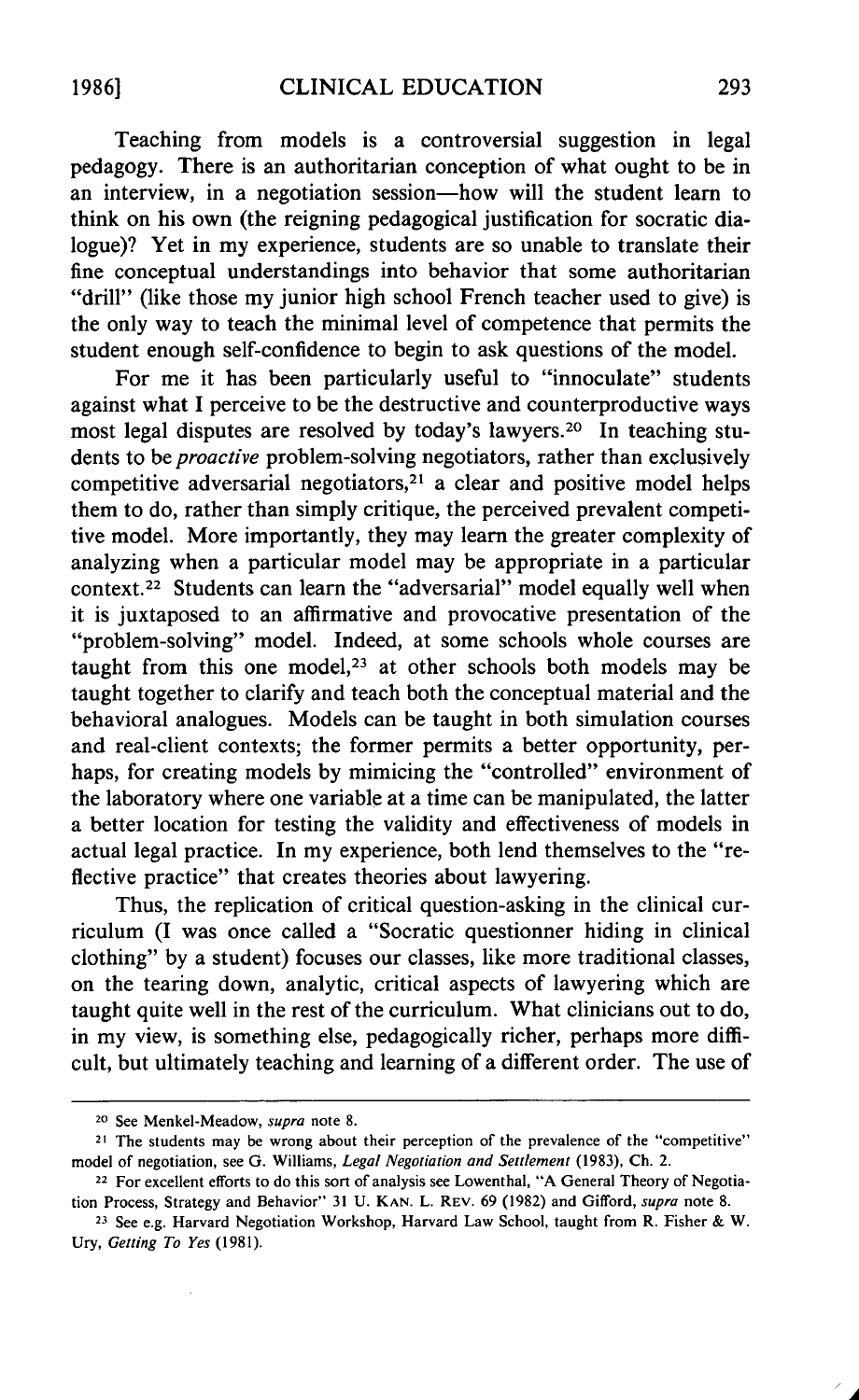Teaching from models is a controversial suggestion in legal pedagogy. There is an authoritarian conception of what ought to be in an interview, in a negotiation session—how will the student learn to think on his own (the reigning pedagogical justification for socratic dialogue)? Yet in my experience, students are so unable to translate their fine conceptual understandings into behavior that some authoritarian "drill" (like those my junior high school French teacher used to give) is the only way to teach the minimal level of competence that permits the student enough self-confidence to begin to ask questions of the model.

For me it has been particularly useful to "innoculate" students against what I perceive to be the destructive and counterproductive ways most legal disputes are resolved by today's lawyers.[20] In teaching students to be *proactive* problem-solving negotiators, rather than exclusively competitive adversarial negotiators,[21] a clear and positive model helps them to do, rather than simply critique, the perceived prevalent competitive model. More importantly, they may learn the greater complexity of analyzing when a particular model may be appropriate in a particular context.[22] Students can learn the "adversarial" model equally well when it is juxtaposed to an affirmative and provocative presentation of the "problem-solving" model. Indeed, at some schools whole courses are taught from this one model,[23] at other schools both models may be taught together to clarify and teach both the conceptual material and the behavioral analogues. Models can be taught in both simulation courses and real-client contexts; the former permits a better opportunity, perhaps, for creating models by mimicing the "controlled" environment of the laboratory where one variable at a time can be manipulated, the latter a better location for testing the validity and effectiveness of models in actual legal practice. In my experience, both lend themselves to the "reflective practice" that creates theories about lawyering.

Thus, the replication of critical question-asking in the clinical curriculum (I was once called a "Socratic questionner hiding in clinical clothing" by a student) focuses our classes, like more traditional classes, on the tearing down, analytic, critical aspects of lawyering which are taught quite well in the rest of the curriculum. What clinicians out to do, in my view, is something else, pedagogically richer, perhaps more difficult, but ultimately teaching and learning of a different order. The use of

---

[20] See Menkel-Meadow, *supra* note 8.

[21] The students may be wrong about their perception of the prevalence of the "competitive" model of negotiation, see G. Williams, *Legal Negotiation and Settlement* (1983), Ch. 2.

[22] For excellent efforts to do this sort of analysis see Lowenthal, "A General Theory of Negotiation Process, Strategy and Behavior" 31 U. Kan. L. Rev. 69 (1982) and Gifford, *supra* note 8.

[23] See e.g. Harvard Negotiation Workshop, Harvard Law School, taught from R. Fisher & W. Ury, *Getting To Yes* (1981).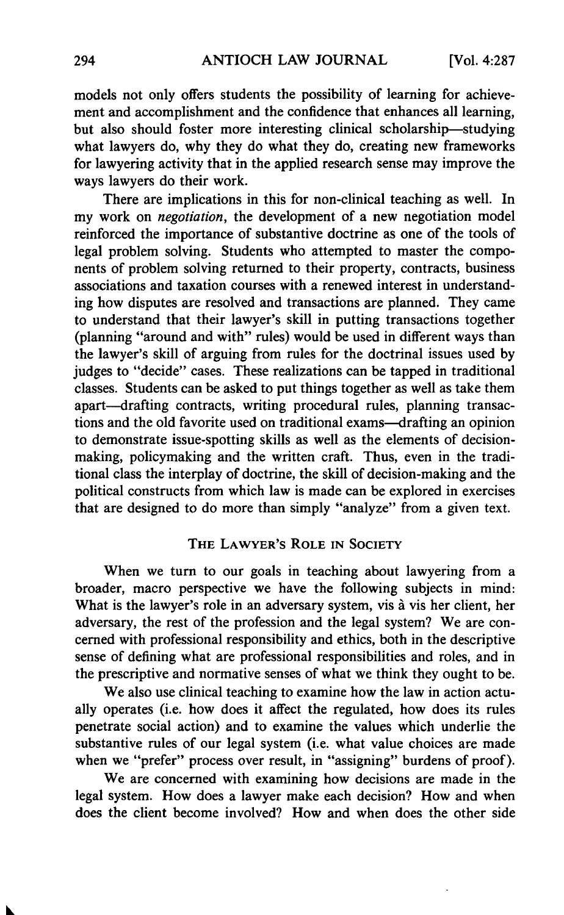models not only offers students the possibility of learning for achievement and accomplishment and the confidence that enhances all learning, but also should foster more interesting clinical scholarship—studying what lawyers do, why they do what they do, creating new frameworks for lawyering activity that in the applied research sense may improve the ways lawyers do their work.

There are implications in this for non-clinical teaching as well. In my work on *negotiation*, the development of a new negotiation model reinforced the importance of substantive doctrine as one of the tools of legal problem solving. Students who attempted to master the components of problem solving returned to their property, contracts, business associations and taxation courses with a renewed interest in understanding how disputes are resolved and transactions are planned. They came to understand that their lawyer's skill in putting transactions together (planning "around and with" rules) would be used in different ways than the lawyer's skill of arguing from rules for the doctrinal issues used by judges to "decide" cases. These realizations can be tapped in traditional classes. Students can be asked to put things together as well as take them apart—drafting contracts, writing procedural rules, planning transactions and the old favorite used on traditional exams—drafting an opinion to demonstrate issue-spotting skills as well as the elements of decision-making, policymaking and the written craft. Thus, even in the traditional class the interplay of doctrine, the skill of decision-making and the political constructs from which law is made can be explored in exercises that are designed to do more than simply "analyze" from a given text.

## The Lawyer's Role in Society

When we turn to our goals in teaching about lawyering from a broader, macro perspective we have the following subjects in mind: What is the lawyer's role in an adversary system, vis à vis her client, her adversary, the rest of the profession and the legal system? We are concerned with professional responsibility and ethics, both in the descriptive sense of defining what are professional responsibilities and roles, and in the prescriptive and normative senses of what we think they ought to be.

We also use clinical teaching to examine how the law in action actually operates (i.e. how does it affect the regulated, how does its rules penetrate social action) and to examine the values which underlie the substantive rules of our legal system (i.e. what value choices are made when we "prefer" process over result, in "assigning" burdens of proof).

We are concerned with examining how decisions are made in the legal system. How does a lawyer make each decision? How and when does the client become involved? How and when does the other side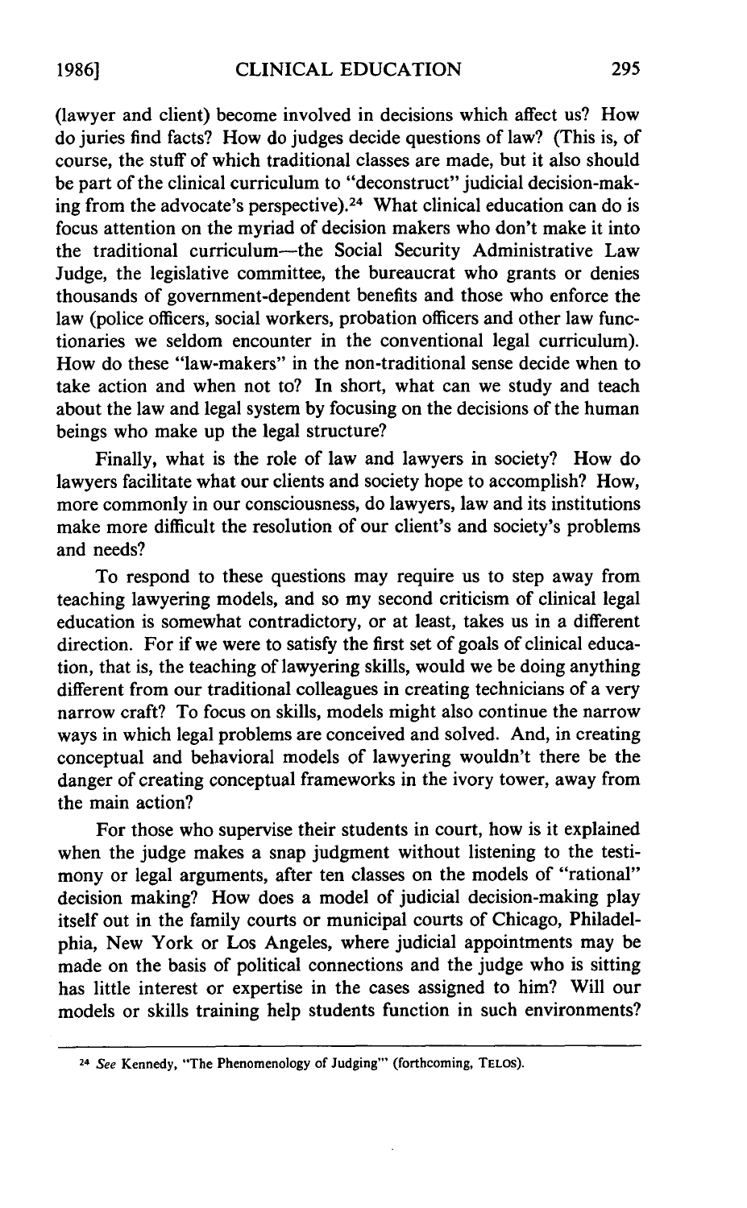(lawyer and client) become involved in decisions which affect us? How do juries find facts? How do judges decide questions of law? (This is, of course, the stuff of which traditional classes are made, but it also should be part of the clinical curriculum to "deconstruct" judicial decision-making from the advocate's perspective).[24] What clinical education can do is focus attention on the myriad of decision makers who don't make it into the traditional curriculum—the Social Security Administrative Law Judge, the legislative committee, the bureaucrat who grants or denies thousands of government-dependent benefits and those who enforce the law (police officers, social workers, probation officers and other law functionaries we seldom encounter in the conventional legal curriculum). How do these "law-makers" in the non-traditional sense decide when to take action and when not to? In short, what can we study and teach about the law and legal system by focusing on the decisions of the human beings who make up the legal structure?

Finally, what is the role of law and lawyers in society? How do lawyers facilitate what our clients and society hope to accomplish? How, more commonly in our consciousness, do lawyers, law and its institutions make more difficult the resolution of our client's and society's problems and needs?

To respond to these questions may require us to step away from teaching lawyering models, and so my second criticism of clinical legal education is somewhat contradictory, or at least, takes us in a different direction. For if we were to satisfy the first set of goals of clinical education, that is, the teaching of lawyering skills, would we be doing anything different from our traditional colleagues in creating technicians of a very narrow craft? To focus on skills, models might also continue the narrow ways in which legal problems are conceived and solved. And, in creating conceptual and behavioral models of lawyering wouldn't there be the danger of creating conceptual frameworks in the ivory tower, away from the main action?

For those who supervise their students in court, how is it explained when the judge makes a snap judgment without listening to the testimony or legal arguments, after ten classes on the models of "rational" decision making? How does a model of judicial decision-making play itself out in the family courts or municipal courts of Chicago, Philadelphia, New York or Los Angeles, where judicial appointments may be made on the basis of political connections and the judge who is sitting has little interest or expertise in the cases assigned to him? Will our models or skills training help students function in such environments?

---

[24] *See* Kennedy, "The Phenomenology of Judging" (forthcoming, TELOS).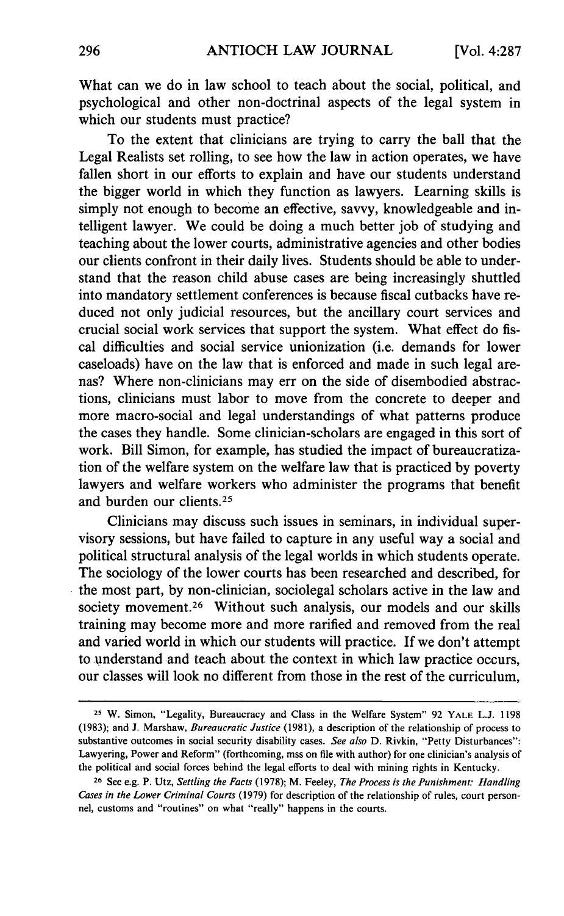What can we do in law school to teach about the social, political, and psychological and other non-doctrinal aspects of the legal system in which our students must practice?

To the extent that clinicians are trying to carry the ball that the Legal Realists set rolling, to see how the law in action operates, we have fallen short in our efforts to explain and have our students understand the bigger world in which they function as lawyers. Learning skills is simply not enough to become an effective, savvy, knowledgeable and intelligent lawyer. We could be doing a much better job of studying and teaching about the lower courts, administrative agencies and other bodies our clients confront in their daily lives. Students should be able to understand that the reason child abuse cases are being increasingly shuttled into mandatory settlement conferences is because fiscal cutbacks have reduced not only judicial resources, but the ancillary court services and crucial social work services that support the system. What effect do fiscal difficulties and social service unionization (i.e. demands for lower caseloads) have on the law that is enforced and made in such legal arenas? Where non-clinicians may err on the side of disembodied abstractions, clinicians must labor to move from the concrete to deeper and more macro-social and legal understandings of what patterns produce the cases they handle. Some clinician-scholars are engaged in this sort of work. Bill Simon, for example, has studied the impact of bureaucratization of the welfare system on the welfare law that is practiced by poverty lawyers and welfare workers who administer the programs that benefit and burden our clients.[25]

Clinicians may discuss such issues in seminars, in individual supervisory sessions, but have failed to capture in any useful way a social and political structural analysis of the legal worlds in which students operate. The sociology of the lower courts has been researched and described, for the most part, by non-clinician, sociolegal scholars active in the law and society movement.[26] Without such analysis, our models and our skills training may become more and more rarified and removed from the real and varied world in which our students will practice. If we don't attempt to understand and teach about the context in which law practice occurs, our classes will look no different from those in the rest of the curriculum,

---

[25] W. Simon, "Legality, Bureaucracy and Class in the Welfare System" 92 YALE L.J. 1198 (1983); and J. Marshaw, *Bureaucratic Justice* (1981), a description of the relationship of process to substantive outcomes in social security disability cases. *See also* D. Rivkin, "Petty Disturbances": Lawyering, Power and Reform" (forthcoming, mss on file with author) for one clinician's analysis of the political and social forces behind the legal efforts to deal with mining rights in Kentucky.

[26] See e.g. P. Utz, *Settling the Facts* (1978); M. Feeley, *The Process is the Punishment: Handling Cases in the Lower Criminal Courts* (1979) for description of the relationship of rules, court personnel, customs and "routines" on what "really" happens in the courts.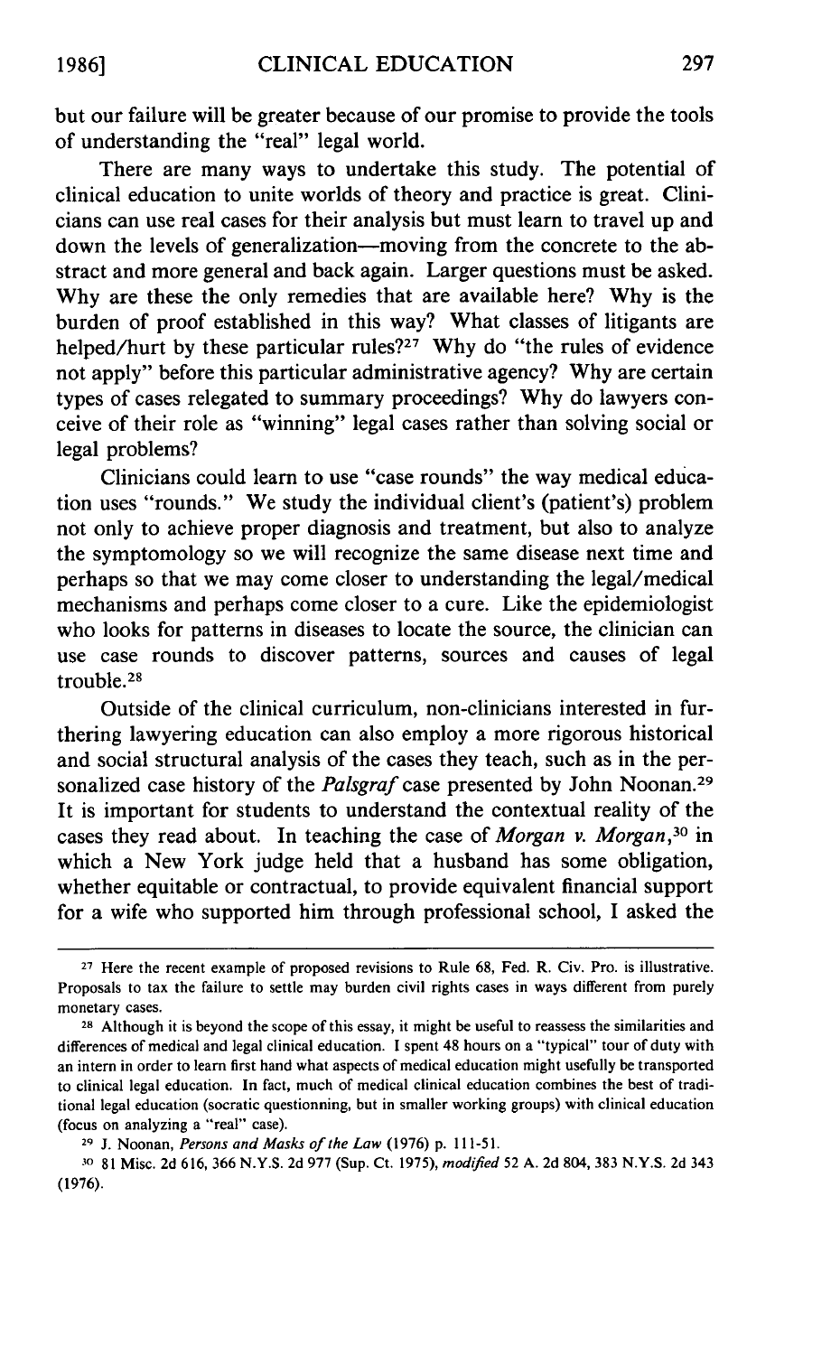but our failure will be greater because of our promise to provide the tools of understanding the "real" legal world.

There are many ways to undertake this study. The potential of clinical education to unite worlds of theory and practice is great. Clinicians can use real cases for their analysis but must learn to travel up and down the levels of generalization—moving from the concrete to the abstract and more general and back again. Larger questions must be asked. Why are these the only remedies that are available here? Why is the burden of proof established in this way? What classes of litigants are helped/hurt by these particular rules?[27] Why do "the rules of evidence not apply" before this particular administrative agency? Why are certain types of cases relegated to summary proceedings? Why do lawyers conceive of their role as "winning" legal cases rather than solving social or legal problems?

Clinicians could learn to use "case rounds" the way medical education uses "rounds." We study the individual client's (patient's) problem not only to achieve proper diagnosis and treatment, but also to analyze the symptomology so we will recognize the same disease next time and perhaps so that we may come closer to understanding the legal/medical mechanisms and perhaps come closer to a cure. Like the epidemiologist who looks for patterns in diseases to locate the source, the clinician can use case rounds to discover patterns, sources and causes of legal trouble.[28]

Outside of the clinical curriculum, non-clinicians interested in furthering lawyering education can also employ a more rigorous historical and social structural analysis of the cases they teach, such as in the personalized case history of the *Palsgraf* case presented by John Noonan.[29] It is important for students to understand the contextual reality of the cases they read about. In teaching the case of *Morgan v. Morgan*,[30] in which a New York judge held that a husband has some obligation, whether equitable or contractual, to provide equivalent financial support for a wife who supported him through professional school, I asked the

---

[27] Here the recent example of proposed revisions to Rule 68, Fed. R. Civ. Pro. is illustrative. Proposals to tax the failure to settle may burden civil rights cases in ways different from purely monetary cases.

[28] Although it is beyond the scope of this essay, it might be useful to reassess the similarities and differences of medical and legal clinical education. I spent 48 hours on a "typical" tour of duty with an intern in order to learn first hand what aspects of medical education might usefully be transported to clinical legal education. In fact, much of medical clinical education combines the best of traditional legal education (socratic questionning, but in smaller working groups) with clinical education (focus on analyzing a "real" case).

[29] J. Noonan, *Persons and Masks of the Law* (1976) p. 111-51.

[30] 81 Misc. 2d 616, 366 N.Y.S. 2d 977 (Sup. Ct. 1975), *modified* 52 A. 2d 804, 383 N.Y.S. 2d 343 (1976).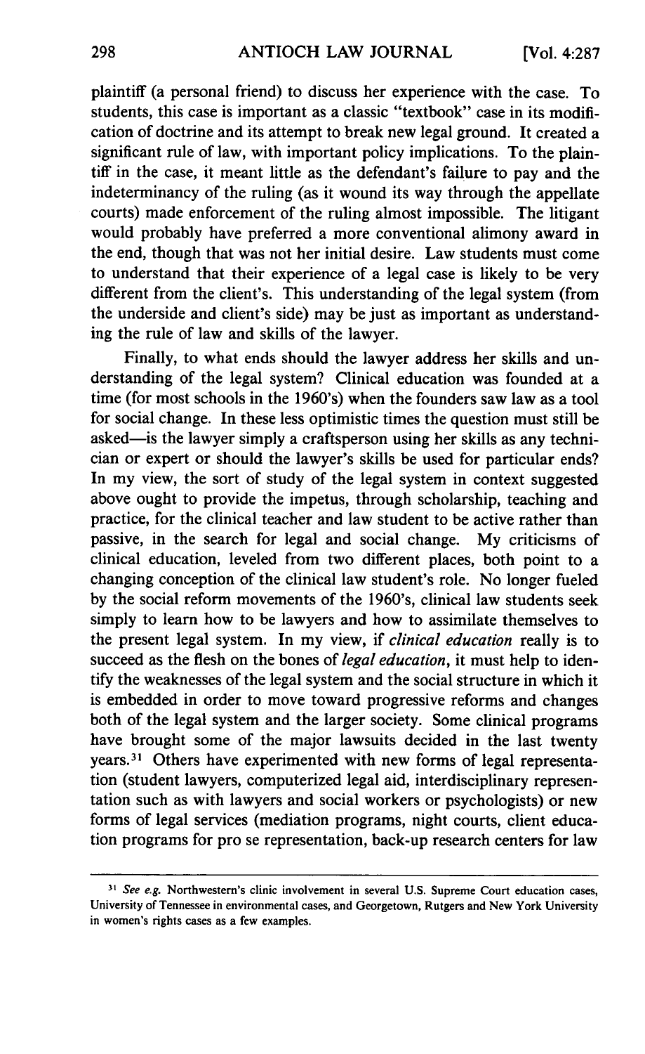plaintiff (a personal friend) to discuss her experience with the case. To students, this case is important as a classic "textbook" case in its modification of doctrine and its attempt to break new legal ground. It created a significant rule of law, with important policy implications. To the plaintiff in the case, it meant little as the defendant's failure to pay and the indeterminancy of the ruling (as it wound its way through the appellate courts) made enforcement of the ruling almost impossible. The litigant would probably have preferred a more conventional alimony award in the end, though that was not her initial desire. Law students must come to understand that their experience of a legal case is likely to be very different from the client's. This understanding of the legal system (from the underside and client's side) may be just as important as understanding the rule of law and skills of the lawyer.

Finally, to what ends should the lawyer address her skills and understanding of the legal system? Clinical education was founded at a time (for most schools in the 1960's) when the founders saw law as a tool for social change. In these less optimistic times the question must still be asked—is the lawyer simply a craftsperson using her skills as any technician or expert or should the lawyer's skills be used for particular ends? In my view, the sort of study of the legal system in context suggested above ought to provide the impetus, through scholarship, teaching and practice, for the clinical teacher and law student to be active rather than passive, in the search for legal and social change. My criticisms of clinical education, leveled from two different places, both point to a changing conception of the clinical law student's role. No longer fueled by the social reform movements of the 1960's, clinical law students seek simply to learn how to be lawyers and how to assimilate themselves to the present legal system. In my view, if *clinical education* really is to succeed as the flesh on the bones of *legal education*, it must help to identify the weaknesses of the legal system and the social structure in which it is embedded in order to move toward progressive reforms and changes both of the legal system and the larger society. Some clinical programs have brought some of the major lawsuits decided in the last twenty years.[31] Others have experimented with new forms of legal representation (student lawyers, computerized legal aid, interdisciplinary representation such as with lawyers and social workers or psychologists) or new forms of legal services (mediation programs, night courts, client education programs for pro se representation, back-up research centers for law

---

[31] *See e.g.* Northwestern's clinic involvement in several U.S. Supreme Court education cases, University of Tennessee in environmental cases, and Georgetown, Rutgers and New York University in women's rights cases as a few examples.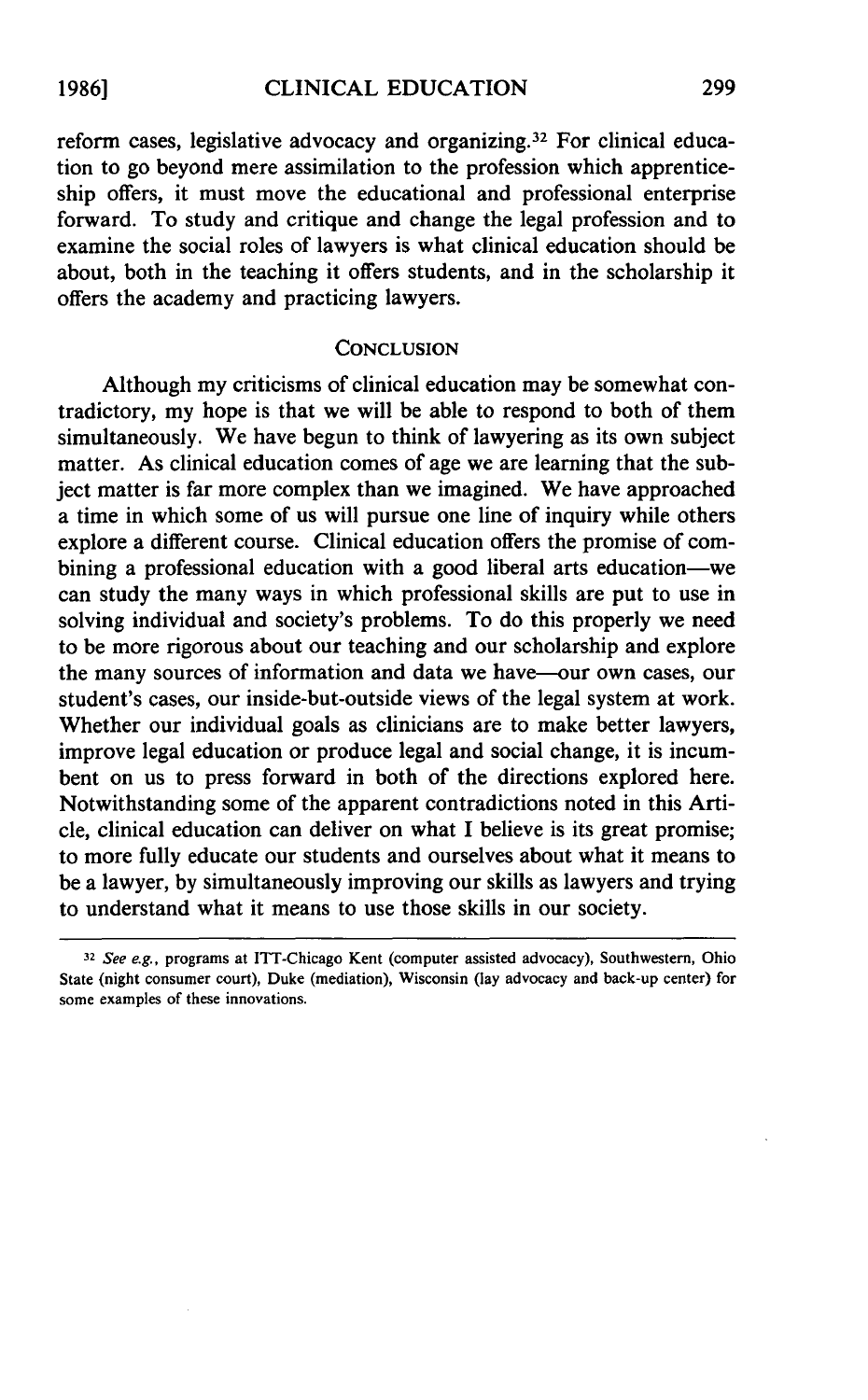reform cases, legislative advocacy and organizing.[32] For clinical education to go beyond mere assimilation to the profession which apprenticeship offers, it must move the educational and professional enterprise forward. To study and critique and change the legal profession and to examine the social roles of lawyers is what clinical education should be about, both in the teaching it offers students, and in the scholarship it offers the academy and practicing lawyers.

## CONCLUSION

Although my criticisms of clinical education may be somewhat contradictory, my hope is that we will be able to respond to both of them simultaneously. We have begun to think of lawyering as its own subject matter. As clinical education comes of age we are learning that the subject matter is far more complex than we imagined. We have approached a time in which some of us will pursue one line of inquiry while others explore a different course. Clinical education offers the promise of combining a professional education with a good liberal arts education—we can study the many ways in which professional skills are put to use in solving individual and society's problems. To do this properly we need to be more rigorous about our teaching and our scholarship and explore the many sources of information and data we have—our own cases, our student's cases, our inside-but-outside views of the legal system at work. Whether our individual goals as clinicians are to make better lawyers, improve legal education or produce legal and social change, it is incumbent on us to press forward in both of the directions explored here. Notwithstanding some of the apparent contradictions noted in this Article, clinical education can deliver on what I believe is its great promise; to more fully educate our students and ourselves about what it means to be a lawyer, by simultaneously improving our skills as lawyers and trying to understand what it means to use those skills in our society.

---

[32] *See e.g.*, programs at ITT-Chicago Kent (computer assisted advocacy), Southwestern, Ohio State (night consumer court), Duke (mediation), Wisconsin (lay advocacy and back-up center) for some examples of these innovations.